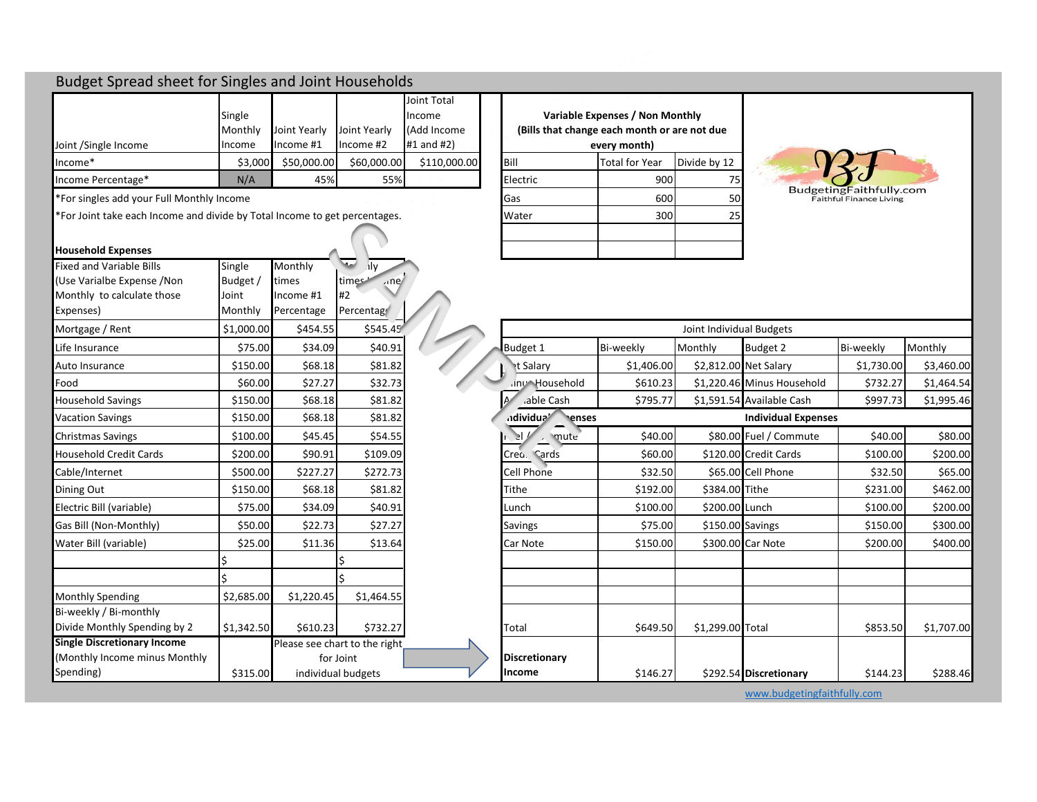# Budget Spread sheet for Singles and Joint Households

| Joint /Single Income | Single Monthly Income | Joint Yearly Income #1 | Joint Yearly Income #2 | Joint Total Income (Add Income #1 and #2) |
|---|---|---|---|---|
| Income* | $3,000 | $50,000.00 | $60,000.00 | $110,000.00 |
| Income Percentage* | N/A | 45% | 55% | |

*For singles add your Full Monthly Income

*For Joint take each Income and divide by Total Income to get percentages.

| Variable Expenses / Non Monthly (Bills that change each month or are not due every month) | | |
|---|---|---|
| Bill | Total for Year | Divide by 12 |
| Electric | 900 | 75 |
| Gas | 600 | 50 |
| Water | 300 | 25 |
| | | |
| | | |

BudgetingFaithfully.com
Faithful Finance Living

**Household Expenses**

| Fixed and Variable Bills (Use Varialbe Expense /Non Monthly to calculate those Expenses) | Single Budget / Joint Monthly | Monthly times Income #1 Percentage | Monthly times Income #2 Percentage |
|---|---|---|---|
| Mortgage / Rent | $1,000.00 | $454.55 | $545.45 |
| Life Insurance | $75.00 | $34.09 | $40.91 |
| Auto Insurance | $150.00 | $68.18 | $81.82 |
| Food | $60.00 | $27.27 | $32.73 |
| Household Savings | $150.00 | $68.18 | $81.82 |
| Vacation Savings | $150.00 | $68.18 | $81.82 |
| Christmas Savings | $100.00 | $45.45 | $54.55 |
| Household Credit Cards | $200.00 | $90.91 | $109.09 |
| Cable/Internet | $500.00 | $227.27 | $272.73 |
| Dining Out | $150.00 | $68.18 | $81.82 |
| Electric Bill (variable) | $75.00 | $34.09 | $40.91 |
| Gas Bill (Non-Monthly) | $50.00 | $22.73 | $27.27 |
| Water Bill (variable) | $25.00 | $11.36 | $13.64 |
| | $ | | $ |
| | $ | | $ |
| Monthly Spending | $2,685.00 | $1,220.45 | $1,464.55 |
| Bi-weekly / Bi-monthly Divide Monthly Spending by 2 | $1,342.50 | $610.23 | $732.27 |
| **Single Discretionary Income** (Monthly Income minus Monthly Spending) | $315.00 | Please see chart to the right for Joint individual budgets | |

| Joint Individual Budgets | | | | | |
|---|---|---|---|---|---|
| Budget 1 | Bi-weekly | Monthly | Budget 2 | Bi-weekly | Monthly |
| Net Salary | $1,406.00 | $2,812.00 | Net Salary | $1,730.00 | $3,460.00 |
| Minus Household | $610.23 | $1,220.46 | Minus Household | $732.27 | $1,464.54 |
| Available Cash | $795.77 | $1,591.54 | Available Cash | $997.73 | $1,995.46 |
| **Individual Expenses** | | | **Individual Expenses** | | |
| Fuel / Commute | $40.00 | $80.00 | Fuel / Commute | $40.00 | $80.00 |
| Credit Cards | $60.00 | $120.00 | Credit Cards | $100.00 | $200.00 |
| Cell Phone | $32.50 | $65.00 | Cell Phone | $32.50 | $65.00 |
| Tithe | $192.00 | $384.00 | Tithe | $231.00 | $462.00 |
| Lunch | $100.00 | $200.00 | Lunch | $100.00 | $200.00 |
| Savings | $75.00 | $150.00 | Savings | $150.00 | $300.00 |
| Car Note | $150.00 | $300.00 | Car Note | $200.00 | $400.00 |
| | | | | | |
| | | | | | |
| | | | | | |
| Total | $649.50 | $1,299.00 | Total | $853.50 | $1,707.00 |
| **Discretionary Income** | $146.27 | $292.54 | **Discretionary** | $144.23 | $288.46 |

www.budgetingfaithfully.com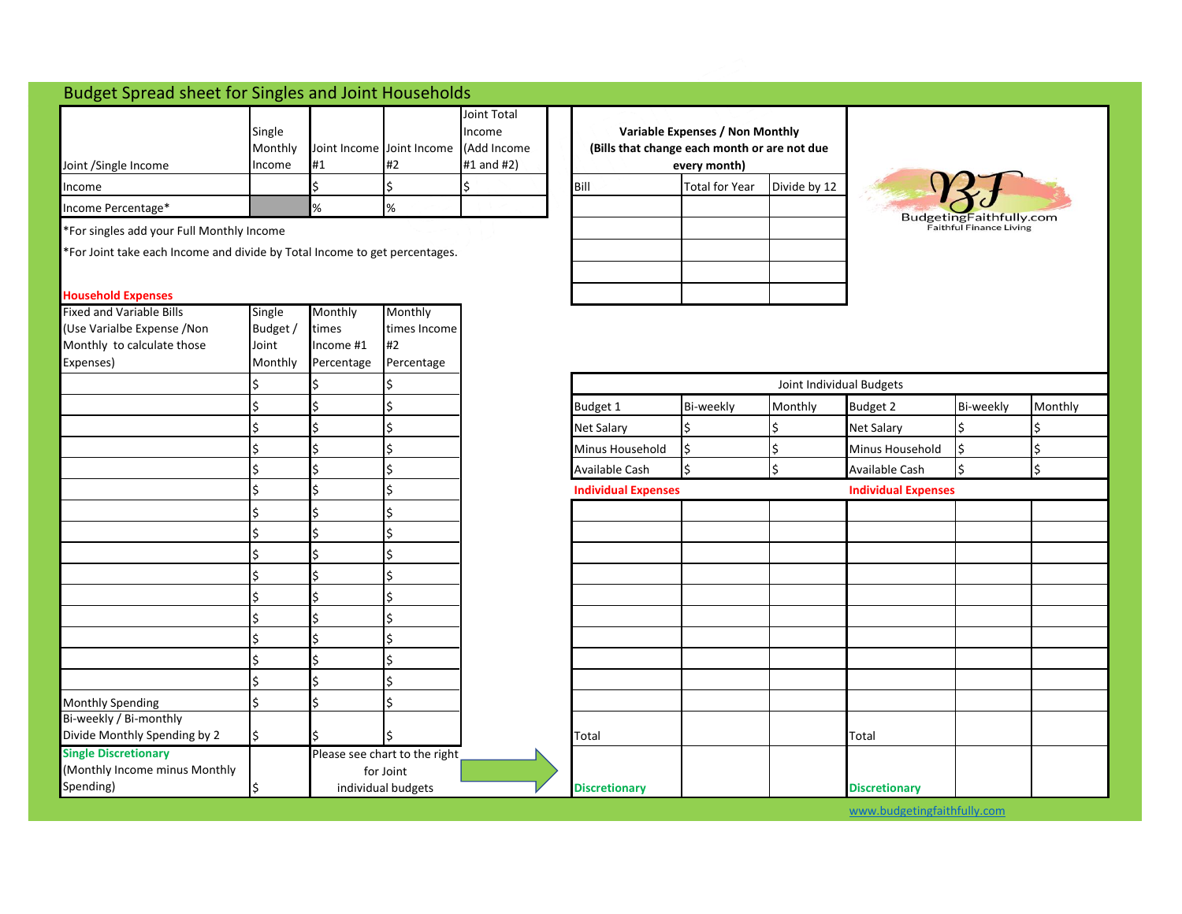# Budget Spread sheet for Singles and Joint Households

| Joint /Single Income | Single Monthly Income | Joint Income #1 | Joint Income #2 | Joint Total Income (Add Income #1 and #2) |
|---|---|---|---|---|
| Income | | $ | $ | $ |
| Income Percentage* | | % | % | |

*For singles add your Full Monthly Income

*For Joint take each Income and divide by Total Income to get percentages.

| Variable Expenses / Non Monthly (Bills that change each month or are not due every month) | | |
|---|---|---|
| Bill | Total for Year | Divide by 12 |
| | | |
| | | |
| | | |
| | | |
| | | |

BudgetingFaithfully.com
Faithful Finance Living

## Household Expenses

| Fixed and Variable Bills (Use Varialbe Expense /Non Monthly to calculate those Expenses) | Single Budget / Joint Monthly | Monthly times Income #1 Percentage | Monthly times Income #2 Percentage |
|---|---|---|---|
| | $ | $ | $ |
| | $ | $ | $ |
| | $ | $ | $ |
| | $ | $ | $ |
| | $ | $ | $ |
| | $ | $ | $ |
| | $ | $ | $ |
| | $ | $ | $ |
| | $ | $ | $ |
| | $ | $ | $ |
| | $ | $ | $ |
| | $ | $ | $ |
| | $ | $ | $ |
| | $ | $ | $ |
| | $ | $ | $ |
| Monthly Spending | $ | $ | $ |
| Bi-weekly / Bi-monthly Divide Monthly Spending by 2 | $ | $ | $ |
| **Single Discretionary** (Monthly Income minus Monthly Spending) | $ | Please see chart to the right for Joint individual budgets | |

| Joint Individual Budgets | | | | | |
|---|---|---|---|---|---|
| Budget 1 | Bi-weekly | Monthly | Budget 2 | Bi-weekly | Monthly |
| Net Salary | $ | $ | Net Salary | $ | $ |
| Minus Household | $ | $ | Minus Household | $ | $ |
| Available Cash | $ | $ | Available Cash | $ | $ |
| **Individual Expenses** | | | **Individual Expenses** | | |
| | | | | | |
| | | | | | |
| | | | | | |
| | | | | | |
| | | | | | |
| | | | | | |
| | | | | | |
| | | | | | |
| | | | | | |
| | | | | | |
| Total | | | Total | | |
| **Discretionary** | | | **Discretionary** | | |

www.budgetingfaithfully.com